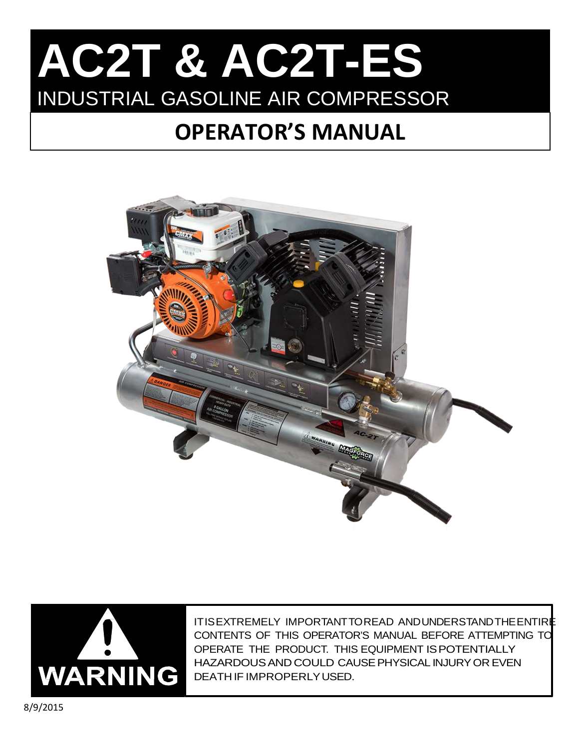# AC2T & AC2T-ES

INDUSTRIAL GASOLINE AIR COMPRESSOR

## OPERATOR'S MANUAL

**WARNING**

IT IS EXTREMELY IMPORTANT TO READ AND UNDERSTAND THE ENTIRE CONTENTS OF THIS OPERATOR'S MANUAL BEFORE ATTEMPTING TO OPERATE THE PRODUCT. THIS EQUIPMENT IS POTENTIALLY HAZARDOUS AND COULD CAUSE PHYSICAL INJURY OR EVEN DEATH IF IMPROPERLY USED.

8/9/2015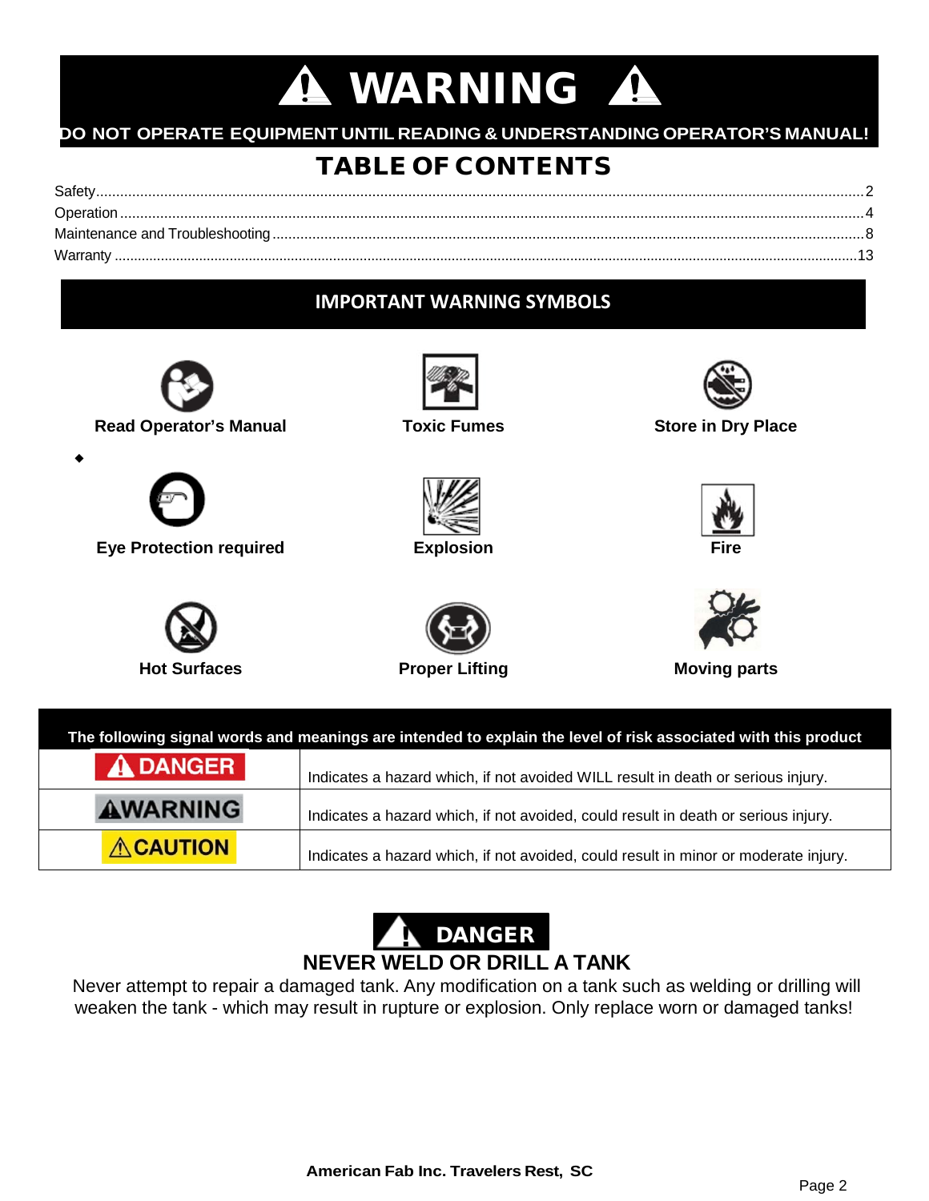# ⚠ WARNING ⚠

**DO NOT OPERATE EQUIPMENT UNTIL READING & UNDERSTANDING OPERATOR'S MANUAL!**

## TABLE OF CONTENTS

Safety....................................................2
Operation................................................4
Maintenance and Troubleshooting..............8
Warranty..................................................13

## IMPORTANT WARNING SYMBOLS

**Read Operator's Manual**

**Toxic Fumes**

**Store in Dry Place**

**Eye Protection required**

**Explosion**

**Fire**

**Hot Surfaces**

**Proper Lifting**

**Moving parts**

| The following signal words and meanings are intended to explain the level of risk associated with this product | |
|---|---|
| ⚠ DANGER | Indicates a hazard which, if not avoided WILL result in death or serious injury. |
| ⚠WARNING | Indicates a hazard which, if not avoided, could result in death or serious injury. |
| ⚠CAUTION | Indicates a hazard which, if not avoided, could result in minor or moderate injury. |

**⚠ DANGER**

### NEVER WELD OR DRILL A TANK

Never attempt to repair a damaged tank. Any modification on a tank such as welding or drilling will weaken the tank - which may result in rupture or explosion. Only replace worn or damaged tanks!

**American Fab Inc. Travelers Rest, SC**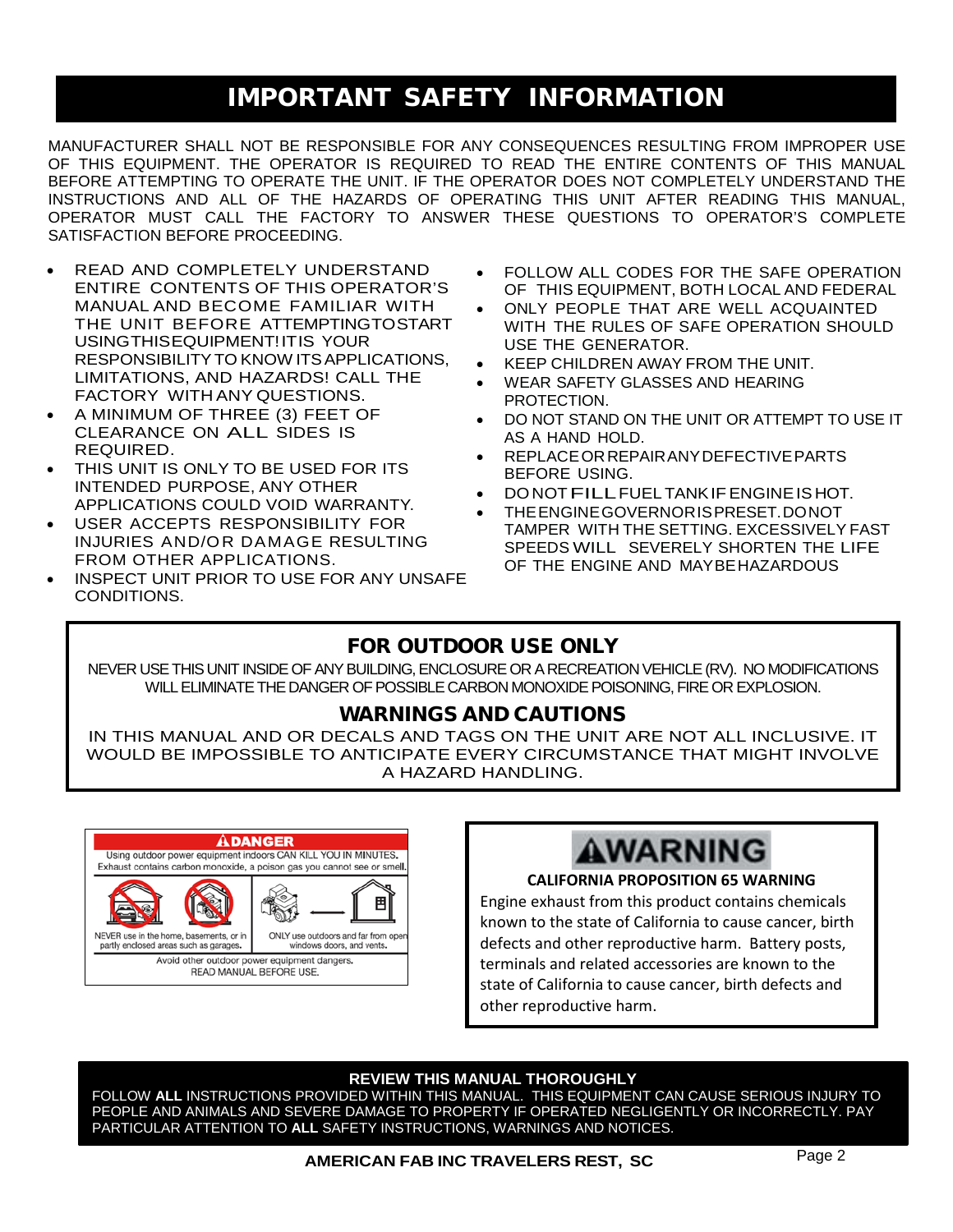# IMPORTANT SAFETY INFORMATION

MANUFACTURER SHALL NOT BE RESPONSIBLE FOR ANY CONSEQUENCES RESULTING FROM IMPROPER USE OF THIS EQUIPMENT. THE OPERATOR IS REQUIRED TO READ THE ENTIRE CONTENTS OF THIS MANUAL BEFORE ATTEMPTING TO OPERATE THE UNIT. IF THE OPERATOR DOES NOT COMPLETELY UNDERSTAND THE INSTRUCTIONS AND ALL OF THE HAZARDS OF OPERATING THIS UNIT AFTER READING THIS MANUAL, OPERATOR MUST CALL THE FACTORY TO ANSWER THESE QUESTIONS TO OPERATOR'S COMPLETE SATISFACTION BEFORE PROCEEDING.

- READ AND COMPLETELY UNDERSTAND ENTIRE CONTENTS OF THIS OPERATOR'S MANUAL AND BECOME FAMILIAR WITH THE UNIT BEFORE ATTEMPTINGTOSTART USINGTHISEQUIPMENT!ITIS YOUR RESPONSIBILITY TO KNOW ITS APPLICATIONS, LIMITATIONS, AND HAZARDS! CALL THE FACTORY WITH ANY QUESTIONS.
- A MINIMUM OF THREE (3) FEET OF CLEARANCE ON ALL SIDES IS REQUIRED.
- THIS UNIT IS ONLY TO BE USED FOR ITS INTENDED PURPOSE, ANY OTHER APPLICATIONS COULD VOID WARRANTY.
- USER ACCEPTS RESPONSIBILITY FOR INJURIES AND/OR DAMAGE RESULTING FROM OTHER APPLICATIONS.
- INSPECT UNIT PRIOR TO USE FOR ANY UNSAFE CONDITIONS.
- FOLLOW ALL CODES FOR THE SAFE OPERATION OF THIS EQUIPMENT, BOTH LOCAL AND FEDERAL
- ONLY PEOPLE THAT ARE WELL ACQUAINTED WITH THE RULES OF SAFE OPERATION SHOULD USE THE GENERATOR.
- KEEP CHILDREN AWAY FROM THE UNIT.
- WEAR SAFETY GLASSES AND HEARING PROTECTION.
- DO NOT STAND ON THE UNIT OR ATTEMPT TO USE IT AS A HAND HOLD.
- REPLACE OR REPAIR ANY DEFECTIVE PARTS BEFORE USING.
- DO NOT FILL FUEL TANK IF ENGINE IS HOT.
- THE ENGINE GOVERNOR IS PRESET. DO NOT TAMPER WITH THE SETTING. EXCESSIVELY FAST SPEEDS WILL SEVERELY SHORTEN THE LIFE OF THE ENGINE AND MAY BE HAZARDOUS

## FOR OUTDOOR USE ONLY

NEVER USE THIS UNIT INSIDE OF ANY BUILDING, ENCLOSURE OR A RECREATION VEHICLE (RV). NO MODIFICATIONS WILL ELIMINATE THE DANGER OF POSSIBLE CARBON MONOXIDE POISONING, FIRE OR EXPLOSION.

## WARNINGS AND CAUTIONS

IN THIS MANUAL AND OR DECALS AND TAGS ON THE UNIT ARE NOT ALL INCLUSIVE. IT WOULD BE IMPOSSIBLE TO ANTICIPATE EVERY CIRCUMSTANCE THAT MIGHT INVOLVE A HAZARD HANDLING.

**⚠DANGER**

Using outdoor power equipment indoors CAN KILL YOU IN MINUTES. Exhaust contains carbon monoxide, a poison gas you cannot see or smell.

NEVER use in the home, basements, or in partly enclosed areas such as garages.

ONLY use outdoors and far from open windows doors, and vents.

Avoid other outdoor power equipment dangers. READ MANUAL BEFORE USE.

**⚠WARNING**

**CALIFORNIA PROPOSITION 65 WARNING**

Engine exhaust from this product contains chemicals known to the state of California to cause cancer, birth defects and other reproductive harm. Battery posts, terminals and related accessories are known to the state of California to cause cancer, birth defects and other reproductive harm.

**REVIEW THIS MANUAL THOROUGHLY**

FOLLOW **ALL** INSTRUCTIONS PROVIDED WITHIN THIS MANUAL. THIS EQUIPMENT CAN CAUSE SERIOUS INJURY TO PEOPLE AND ANIMALS AND SEVERE DAMAGE TO PROPERTY IF OPERATED NEGLIGENTLY OR INCORRECTLY. PAY PARTICULAR ATTENTION TO **ALL** SAFETY INSTRUCTIONS, WARNINGS AND NOTICES.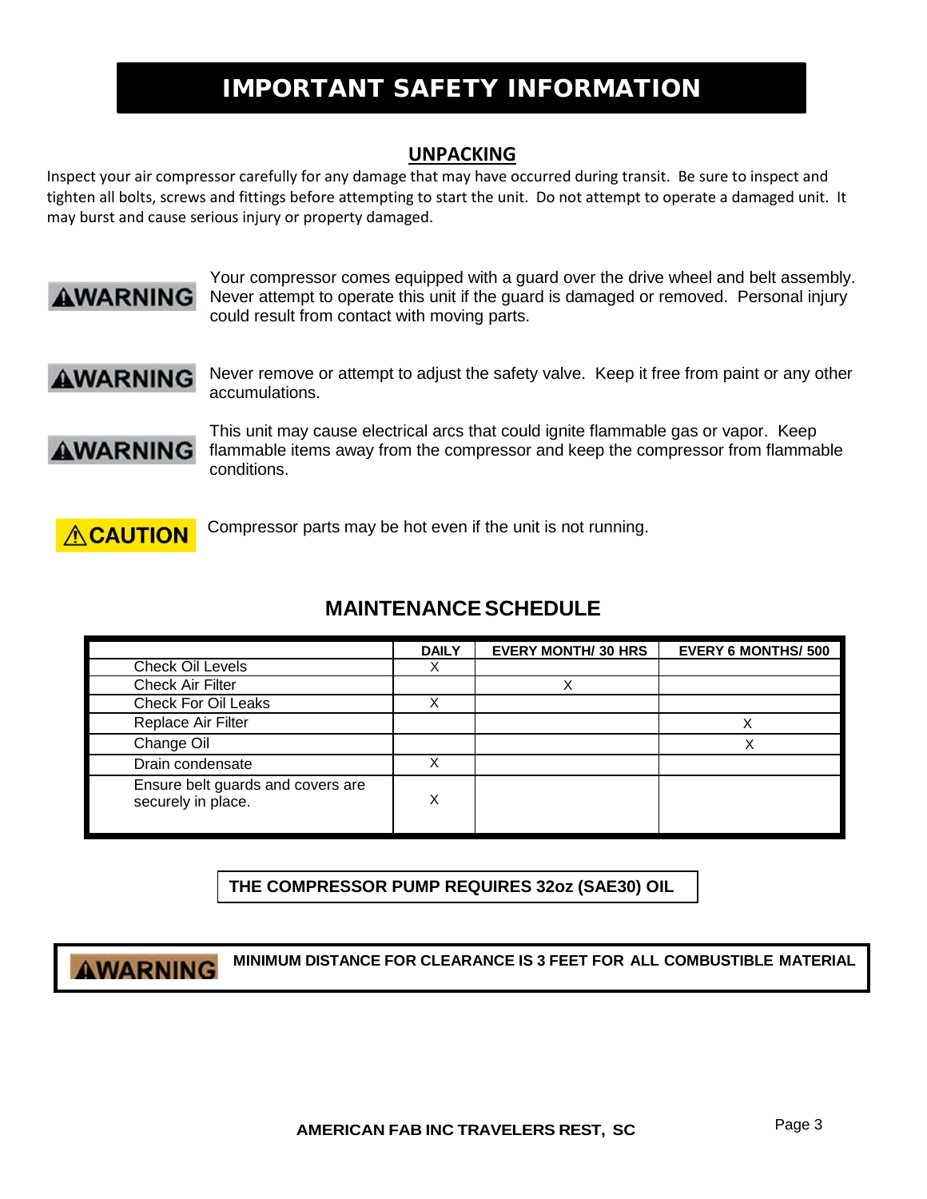# IMPORTANT SAFETY INFORMATION

## UNPACKING

Inspect your air compressor carefully for any damage that may have occurred during transit. Be sure to inspect and tighten all bolts, screws and fittings before attempting to start the unit. Do not attempt to operate a damaged unit. It may burst and cause serious injury or property damaged.

**⚠WARNING** Your compressor comes equipped with a guard over the drive wheel and belt assembly. Never attempt to operate this unit if the guard is damaged or removed. Personal injury could result from contact with moving parts.

**⚠WARNING** Never remove or attempt to adjust the safety valve. Keep it free from paint or any other accumulations.

**⚠WARNING** This unit may cause electrical arcs that could ignite flammable gas or vapor. Keep flammable items away from the compressor and keep the compressor from flammable conditions.

**⚠CAUTION** Compressor parts may be hot even if the unit is not running.

## MAINTENANCE SCHEDULE

| | DAILY | EVERY MONTH/ 30 HRS | EVERY 6 MONTHS/ 500 |
|---|---|---|---|
| Check Oil Levels | X | | |
| Check Air Filter | | X | |
| Check For Oil Leaks | X | | |
| Replace Air Filter | | | X |
| Change Oil | | | X |
| Drain condensate | X | | |
| Ensure belt guards and covers are securely in place. | X | | |

**THE COMPRESSOR PUMP REQUIRES 32oz (SAE30) OIL**

**⚠WARNING** **MINIMUM DISTANCE FOR CLEARANCE IS 3 FEET FOR ALL COMBUSTIBLE MATERIAL**

**AMERICAN FAB INC TRAVELERS REST, SC**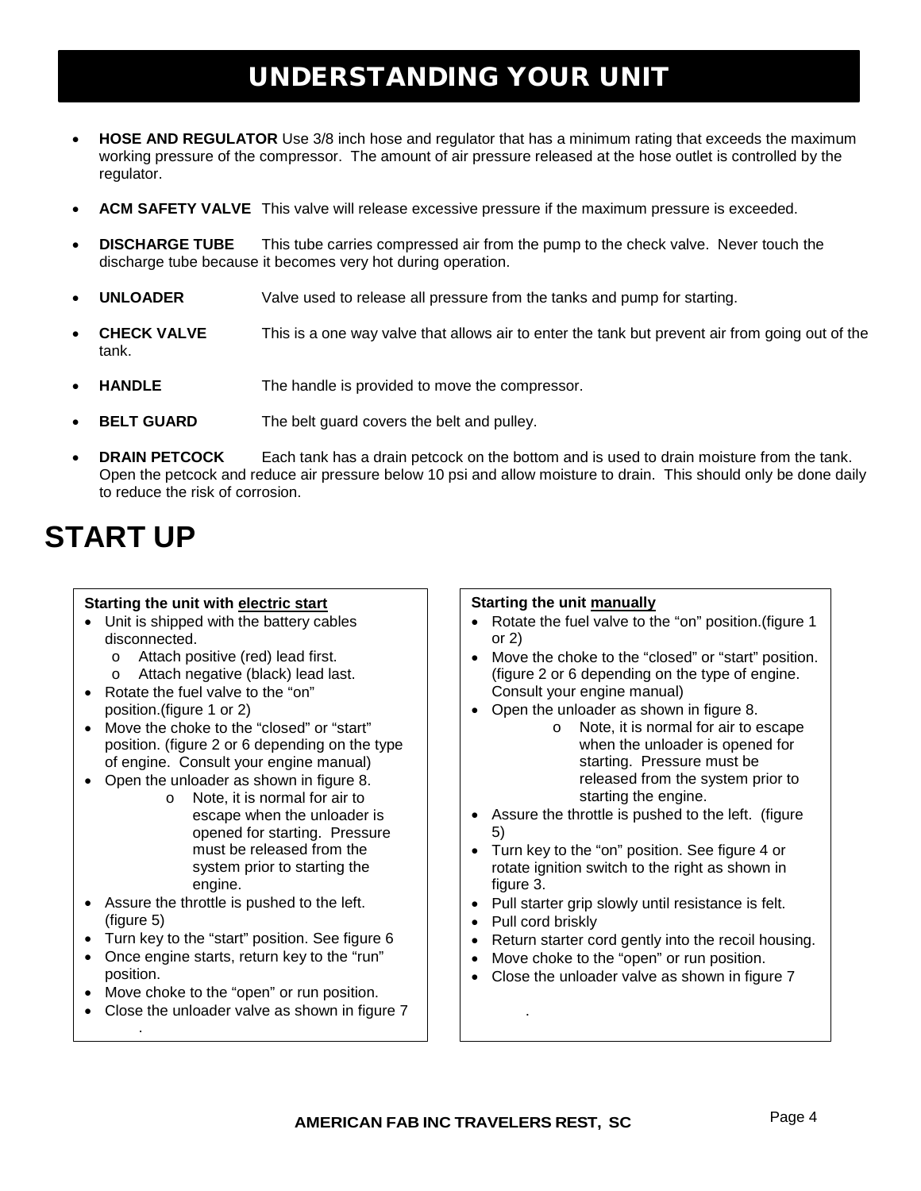# UNDERSTANDING YOUR UNIT

- **HOSE AND REGULATOR** Use 3/8 inch hose and regulator that has a minimum rating that exceeds the maximum working pressure of the compressor. The amount of air pressure released at the hose outlet is controlled by the regulator.
- **ACM SAFETY VALVE** This valve will release excessive pressure if the maximum pressure is exceeded.
- **DISCHARGE TUBE** This tube carries compressed air from the pump to the check valve. Never touch the discharge tube because it becomes very hot during operation.
- **UNLOADER** Valve used to release all pressure from the tanks and pump for starting.
- **CHECK VALVE** This is a one way valve that allows air to enter the tank but prevent air from going out of the tank.
- **HANDLE** The handle is provided to move the compressor.
- **BELT GUARD** The belt guard covers the belt and pulley.
- **DRAIN PETCOCK** Each tank has a drain petcock on the bottom and is used to drain moisture from the tank. Open the petcock and reduce air pressure below 10 psi and allow moisture to drain. This should only be done daily to reduce the risk of corrosion.

# START UP

**Starting the unit <u>electric start</u>**

- Unit is shipped with the battery cables disconnected.
  - Attach positive (red) lead first.
  - Attach negative (black) lead last.
- Rotate the fuel valve to the "on" position.(figure 1 or 2)
- Move the choke to the "closed" or "start" position. (figure 2 or 6 depending on the type of engine. Consult your engine manual)
- Open the unloader as shown in figure 8.
  - Note, it is normal for air to escape when the unloader is opened for starting. Pressure must be released from the system prior to starting the engine.
- Assure the throttle is pushed to the left. (figure 5)
- Turn key to the "start" position. See figure 6
- Once engine starts, return key to the "run" position.
- Move choke to the "open" or run position.
- Close the unloader valve as shown in figure 7

**Starting the unit <u>manually</u>**

- Rotate the fuel valve to the "on" position.(figure 1 or 2)
- Move the choke to the "closed" or "start" position. (figure 2 or 6 depending on the type of engine. Consult your engine manual)
- Open the unloader as shown in figure 8.
  - Note, it is normal for air to escape when the unloader is opened for starting. Pressure must be released from the system prior to starting the engine.
- Assure the throttle is pushed to the left. (figure 5)
- Turn key to the "on" position. See figure 4 or rotate ignition switch to the right as shown in figure 3.
- Pull starter grip slowly until resistance is felt.
- Pull cord briskly
- Return starter cord gently into the recoil housing.
- Move choke to the "open" or run position.
- Close the unloader valve as shown in figure 7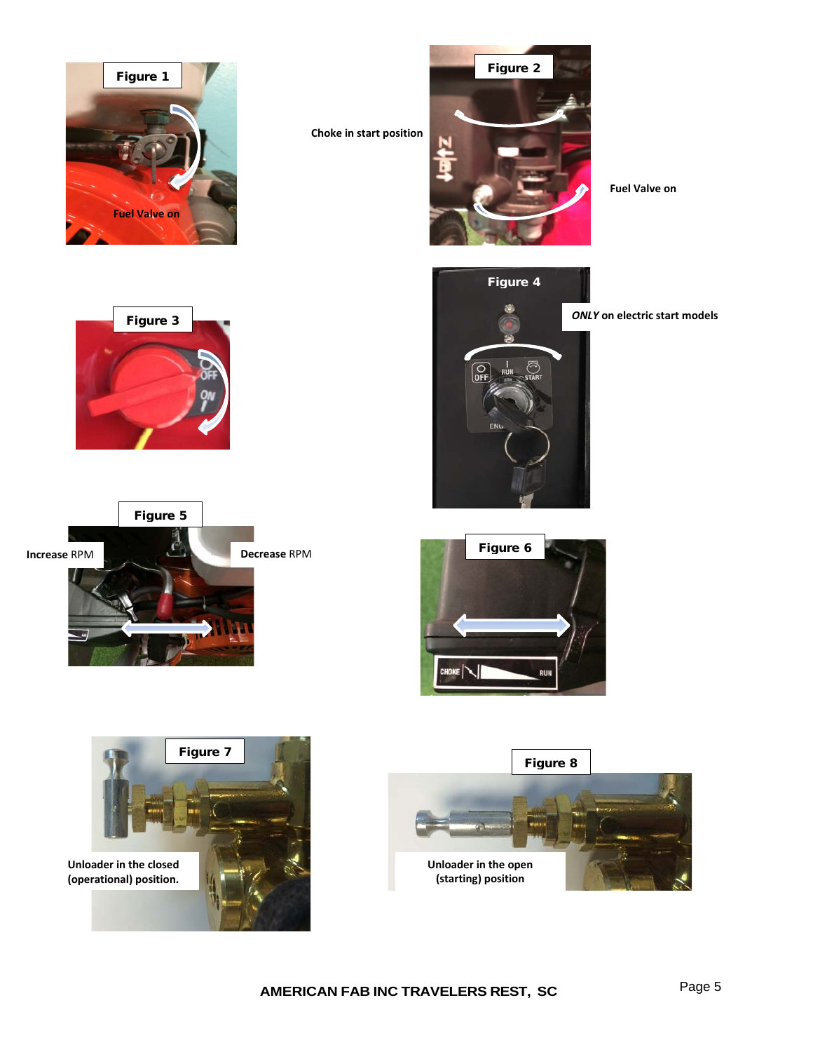Figure 1

Fuel Valve on

Figure 2

Choke in start position

Fuel Valve on

Figure 3

Figure 4

*ONLY* on electric start models

Figure 5

Increase RPM

Decrease RPM

Figure 6

Figure 7

Unloader in the closed (operational) position.

Figure 8

Unloader in the open (starting) position

AMERICAN FAB INC TRAVELERS REST, SC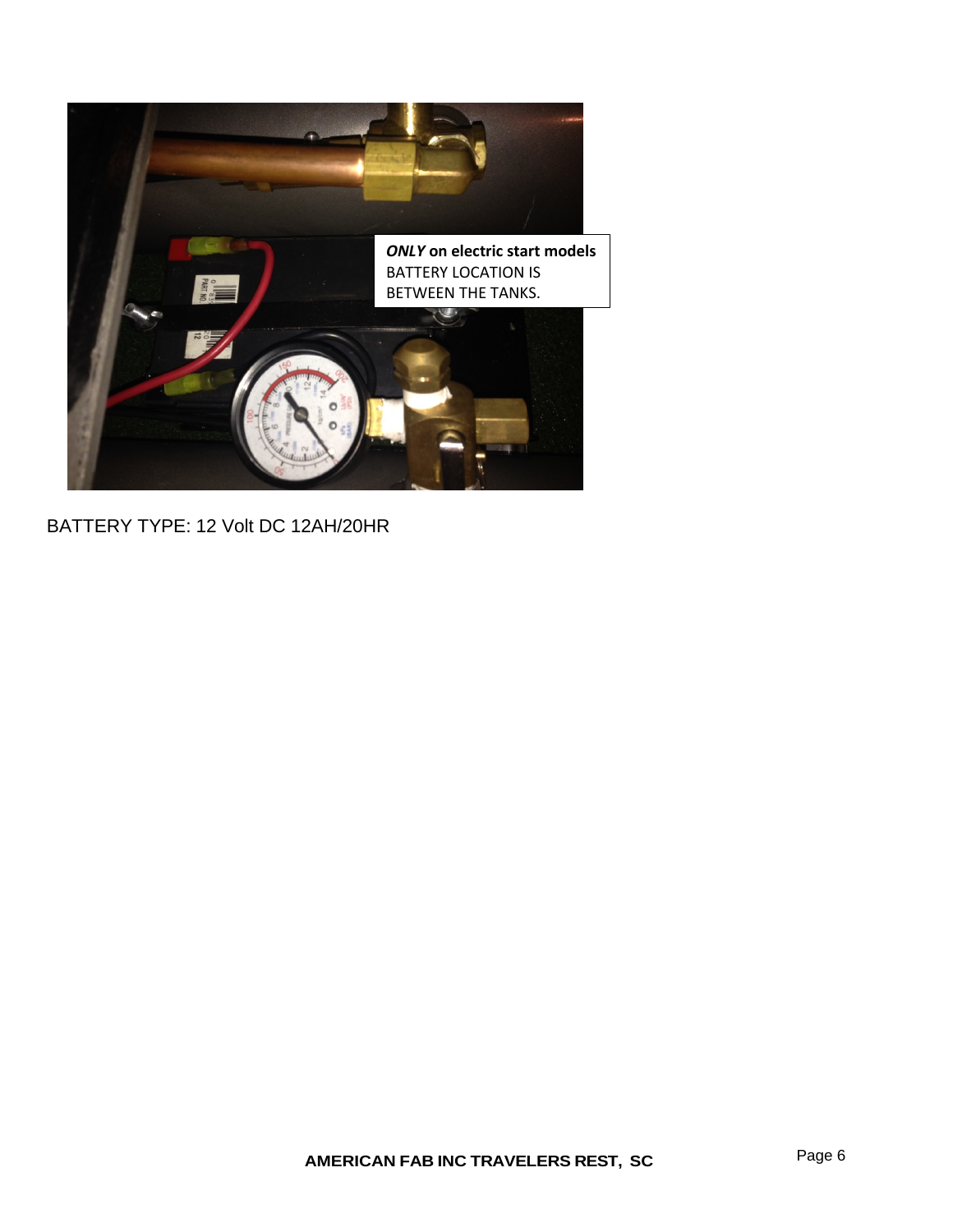***ONLY*** **on electric start models**
BATTERY LOCATION IS BETWEEN THE TANKS.

BATTERY TYPE: 12 Volt DC 12AH/20HR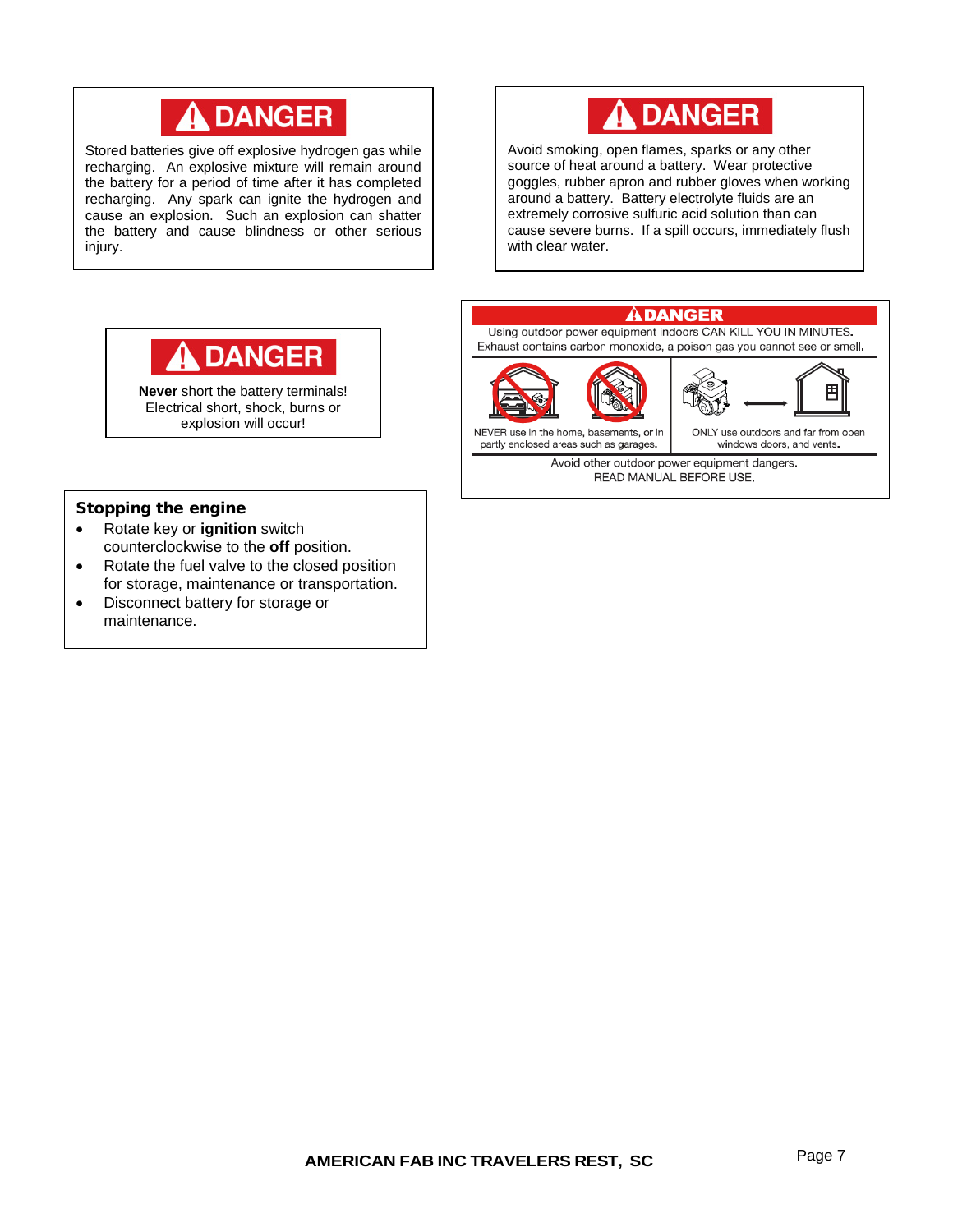**⚠ DANGER**

Stored batteries give off explosive hydrogen gas while recharging. An explosive mixture will remain around the battery for a period of time after it has completed recharging. Any spark can ignite the hydrogen and cause an explosion. Such an explosion can shatter the battery and cause blindness or other serious injury.

**⚠ DANGER**

Avoid smoking, open flames, sparks or any other source of heat around a battery. Wear protective goggles, rubber apron and rubber gloves when working around a battery. Battery electrolyte fluids are an extremely corrosive sulfuric acid solution than can cause severe burns. If a spill occurs, immediately flush with clear water.

**⚠ DANGER**

**Never** short the battery terminals! Electrical short, shock, burns or explosion will occur!

**⚠ DANGER**

Using outdoor power equipment indoors CAN KILL YOU IN MINUTES. Exhaust contains carbon monoxide, a poison gas you cannot see or smell.

NEVER use in the home, basements, or in partly enclosed areas such as garages.

ONLY use outdoors and far from open windows doors, and vents.

Avoid other outdoor power equipment dangers. READ MANUAL BEFORE USE.

### Stopping the engine

- Rotate key or **ignition** switch counterclockwise to the **off** position.
- Rotate the fuel valve to the closed position for storage, maintenance or transportation.
- Disconnect battery for storage or maintenance.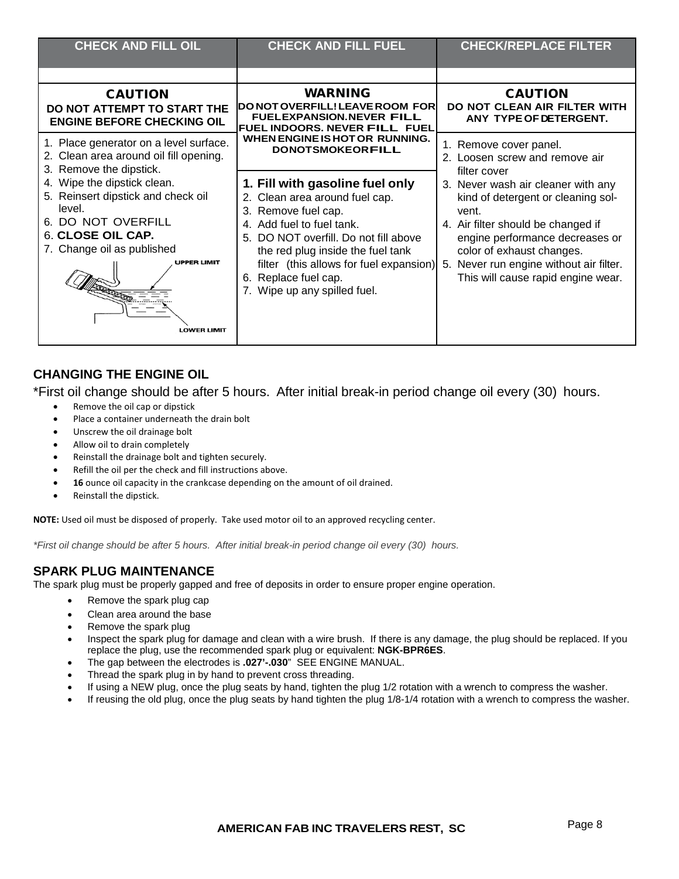| CHECK AND FILL OIL | CHECK AND FILL FUEL | CHECK/REPLACE FILTER |
|---|---|---|
| | | |
| **CAUTION** **DO NOT ATTEMPT TO START THE ENGINE BEFORE CHECKING OIL** | **WARNING** **DO NOT OVERFILL! LEAVE ROOM FOR FUEL EXPANSION. NEVER FILL FUEL INDOORS. NEVER FILL FUEL WHEN ENGINE IS HOT OR RUNNING. DO NOT SMOKE OR FILL** | **CAUTION** **DO NOT CLEAN AIR FILTER WITH ANY TYPE OF DETERGENT.** |
| 1. Place generator on a level surface. 2. Clean area around oil fill opening. 3. Remove the dipstick. 4. Wipe the dipstick clean. 5. Reinsert dipstick and check oil level. 6. DO NOT OVERFILL 6. **CLOSE OIL CAP.** 7. Change oil as published UPPER LIMIT LOWER LIMIT | **1. Fill with gasoline fuel only** 2. Clean area around fuel cap. 3. Remove fuel cap. 4. Add fuel to fuel tank. 5. DO NOT overfill. Do not fill above the red plug inside the fuel tank filter (this allows for fuel expansion) 6. Replace fuel cap. 7. Wipe up any spilled fuel. | 1. Remove cover panel. 2. Loosen screw and remove air filter cover 3. Never wash air cleaner with any kind of detergent or cleaning solvent. 4. Air filter should be changed if engine performance decreases or color of exhaust changes. 5. Never run engine without air filter. This will cause rapid engine wear. |

## CHANGING THE ENGINE OIL

*First oil change should be after 5 hours. After initial break-in period change oil every (30) hours.

- Remove the oil cap or dipstick
- Place a container underneath the drain bolt
- Unscrew the oil drainage bolt
- Allow oil to drain completely
- Reinstall the drainage bolt and tighten securely.
- Refill the oil per the check and fill instructions above.
- **16** ounce oil capacity in the crankcase depending on the amount of oil drained.
- Reinstall the dipstick.

**NOTE:** Used oil must be disposed of properly. Take used motor oil to an approved recycling center.

*\*First oil change should be after 5 hours. After initial break-in period change oil every (30) hours.*

## SPARK PLUG MAINTENANCE

The spark plug must be properly gapped and free of deposits in order to ensure proper engine operation.

- Remove the spark plug cap
- Clean area around the base
- Remove the spark plug
- Inspect the spark plug for damage and clean with a wire brush. If there is any damage, the plug should be replaced. If you replace the plug, use the recommended spark plug or equivalent: **NGK-BPR6ES**.
- The gap between the electrodes is **.027'-.030**" SEE ENGINE MANUAL.
- Thread the spark plug in by hand to prevent cross threading.
- If using a NEW plug, once the plug seats by hand, tighten the plug 1/2 rotation with a wrench to compress the washer.
- If reusing the old plug, once the plug seats by hand tighten the plug 1/8-1/4 rotation with a wrench to compress the washer.

**AMERICAN FAB INC TRAVELERS REST, SC**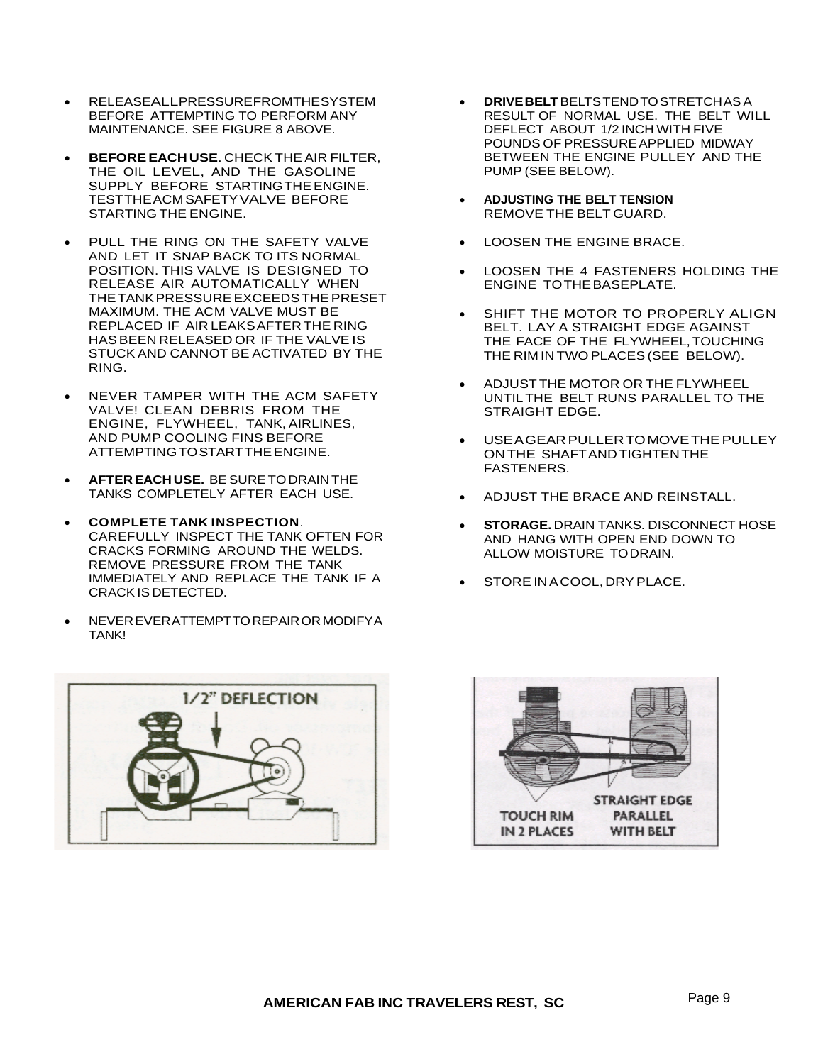- RELEASE ALL PRESSURE FROM THE SYSTEM BEFORE ATTEMPTING TO PERFORM ANY MAINTENANCE. SEE FIGURE 8 ABOVE.

- **BEFORE EACH USE**. CHECK THE AIR FILTER, THE OIL LEVEL, AND THE GASOLINE SUPPLY BEFORE STARTING THE ENGINE. TEST THE ACM SAFETY VALVE BEFORE STARTING THE ENGINE.

- PULL THE RING ON THE SAFETY VALVE AND LET IT SNAP BACK TO ITS NORMAL POSITION. THIS VALVE IS DESIGNED TO RELEASE AIR AUTOMATICALLY WHEN THE TANK PRESSURE EXCEEDS THE PRESET MAXIMUM. THE ACM VALVE MUST BE REPLACED IF AIR LEAKS AFTER THE RING HAS BEEN RELEASED OR IF THE VALVE IS STUCK AND CANNOT BE ACTIVATED BY THE RING.

- NEVER TAMPER WITH THE ACM SAFETY VALVE! CLEAN DEBRIS FROM THE ENGINE, FLYWHEEL, TANK, AIRLINES, AND PUMP COOLING FINS BEFORE ATTEMPTING TO START THE ENGINE.

- **AFTER EACH USE.** BE SURE TO DRAIN THE TANKS COMPLETELY AFTER EACH USE.

- **COMPLETE TANK INSPECTION**. CAREFULLY INSPECT THE TANK OFTEN FOR CRACKS FORMING AROUND THE WELDS. REMOVE PRESSURE FROM THE TANK IMMEDIATELY AND REPLACE THE TANK IF A CRACK IS DETECTED.

- NEVER EVER ATTEMPT TO REPAIR OR MODIFY A TANK!

- **DRIVE BELT** BELTS TEND TO STRETCH AS A RESULT OF NORMAL USE. THE BELT WILL DEFLECT ABOUT 1/2 INCH WITH FIVE POUNDS OF PRESSURE APPLIED MIDWAY BETWEEN THE ENGINE PULLEY AND THE PUMP (SEE BELOW).

- **ADJUSTING THE BELT TENSION** REMOVE THE BELT GUARD.

- LOOSEN THE ENGINE BRACE.

- LOOSEN THE 4 FASTENERS HOLDING THE ENGINE TO THE BASEPLATE.

- SHIFT THE MOTOR TO PROPERLY ALIGN BELT. LAY A STRAIGHT EDGE AGAINST THE FACE OF THE FLYWHEEL, TOUCHING THE RIM IN TWO PLACES (SEE BELOW).

- ADJUST THE MOTOR OR THE FLYWHEEL UNTIL THE BELT RUNS PARALLEL TO THE STRAIGHT EDGE.

- USE A GEAR PULLER TO MOVE THE PULLEY ON THE SHAFT AND TIGHTEN THE FASTENERS.

- ADJUST THE BRACE AND REINSTALL.

- **STORAGE.** DRAIN TANKS. DISCONNECT HOSE AND HANG WITH OPEN END DOWN TO ALLOW MOISTURE TO DRAIN.

- STORE IN A COOL, DRY PLACE.

1/2" DEFLECTION

TOUCH RIM IN 2 PLACES

STRAIGHT EDGE PARALLEL WITH BELT

**AMERICAN FAB INC TRAVELERS REST, SC**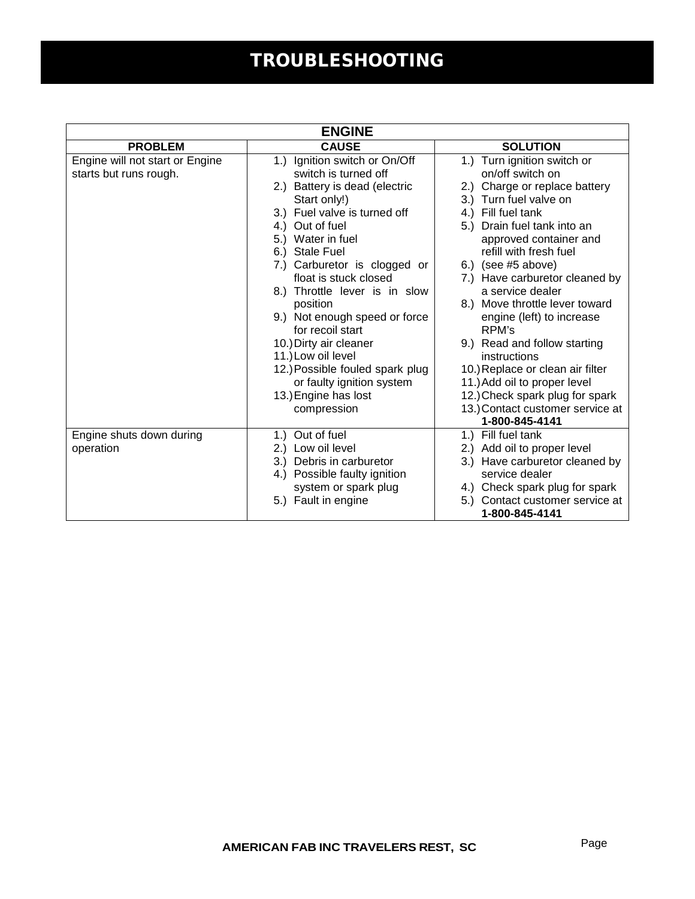# TROUBLESHOOTING

| ENGINE | | |
|---|---|---|
| **PROBLEM** | **CAUSE** | **SOLUTION** |
| Engine will not start or Engine starts but runs rough. | 1.) Ignition switch or On/Off switch is turned off<br>2.) Battery is dead (electric Start only!)<br>3.) Fuel valve is turned off<br>4.) Out of fuel<br>5.) Water in fuel<br>6.) Stale Fuel<br>7.) Carburetor is clogged or float is stuck closed<br>8.) Throttle lever is in slow position<br>9.) Not enough speed or force for recoil start<br>10.) Dirty air cleaner<br>11.) Low oil level<br>12.) Possible fouled spark plug or faulty ignition system<br>13.) Engine has lost compression | 1.) Turn ignition switch or on/off switch on<br>2.) Charge or replace battery<br>3.) Turn fuel valve on<br>4.) Fill fuel tank<br>5.) Drain fuel tank into an approved container and refill with fresh fuel<br>6.) (see #5 above)<br>7.) Have carburetor cleaned by a service dealer<br>8.) Move throttle lever toward engine (left) to increase RPM's<br>9.) Read and follow starting instructions<br>10.) Replace or clean air filter<br>11.) Add oil to proper level<br>12.) Check spark plug for spark<br>13.) Contact customer service at **1-800-845-4141** |
| Engine shuts down during operation | 1.) Out of fuel<br>2.) Low oil level<br>3.) Debris in carburetor<br>4.) Possible faulty ignition system or spark plug<br>5.) Fault in engine | 1.) Fill fuel tank<br>2.) Add oil to proper level<br>3.) Have carburetor cleaned by service dealer<br>4.) Check spark plug for spark<br>5.) Contact customer service at **1-800-845-4141** |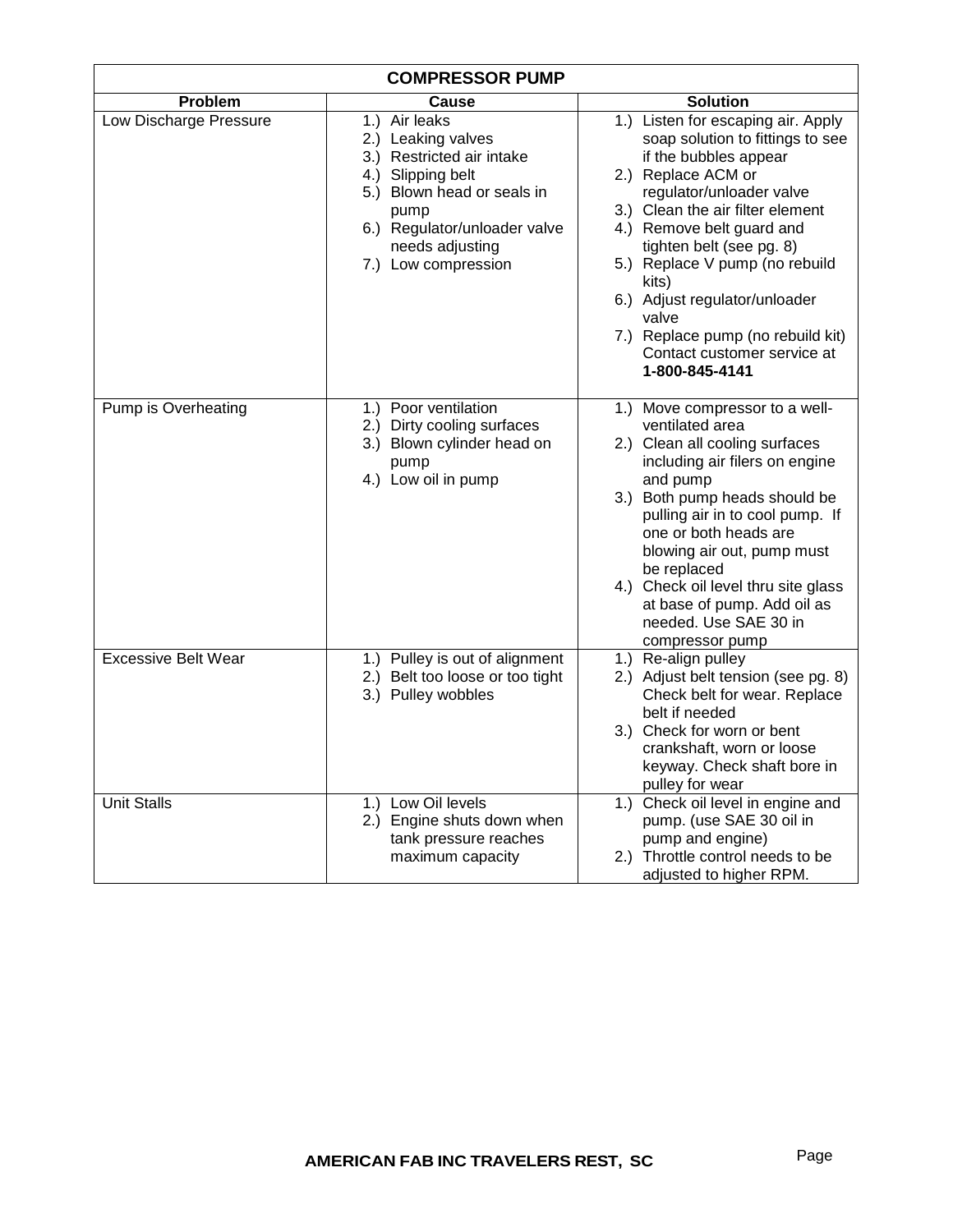| COMPRESSOR PUMP | | |
|---|---|---|
| **Problem** | **Cause** | **Solution** |
| Low Discharge Pressure | 1.) Air leaks<br>2.) Leaking valves<br>3.) Restricted air intake<br>4.) Slipping belt<br>5.) Blown head or seals in pump<br>6.) Regulator/unloader valve needs adjusting<br>7.) Low compression | 1.) Listen for escaping air. Apply soap solution to fittings to see if the bubbles appear<br>2.) Replace ACM or regulator/unloader valve<br>3.) Clean the air filter element<br>4.) Remove belt guard and tighten belt (see pg. 8)<br>5.) Replace V pump (no rebuild kits)<br>6.) Adjust regulator/unloader valve<br>7.) Replace pump (no rebuild kit) Contact customer service at **1-800-845-4141** |
| Pump is Overheating | 1.) Poor ventilation<br>2.) Dirty cooling surfaces<br>3.) Blown cylinder head on pump<br>4.) Low oil in pump | 1.) Move compressor to a well-ventilated area<br>2.) Clean all cooling surfaces including air filers on engine and pump<br>3.) Both pump heads should be pulling air in to cool pump. If one or both heads are blowing air out, pump must be replaced<br>4.) Check oil level thru site glass at base of pump. Add oil as needed. Use SAE 30 in compressor pump |
| Excessive Belt Wear | 1.) Pulley is out of alignment<br>2.) Belt too loose or too tight<br>3.) Pulley wobbles | 1.) Re-align pulley<br>2.) Adjust belt tension (see pg. 8) Check belt for wear. Replace belt if needed<br>3.) Check for worn or bent crankshaft, worn or loose keyway. Check shaft bore in pulley for wear |
| Unit Stalls | 1.) Low Oil levels<br>2.) Engine shuts down when tank pressure reaches maximum capacity | 1.) Check oil level in engine and pump. (use SAE 30 oil in pump and engine)<br>2.) Throttle control needs to be adjusted to higher RPM. |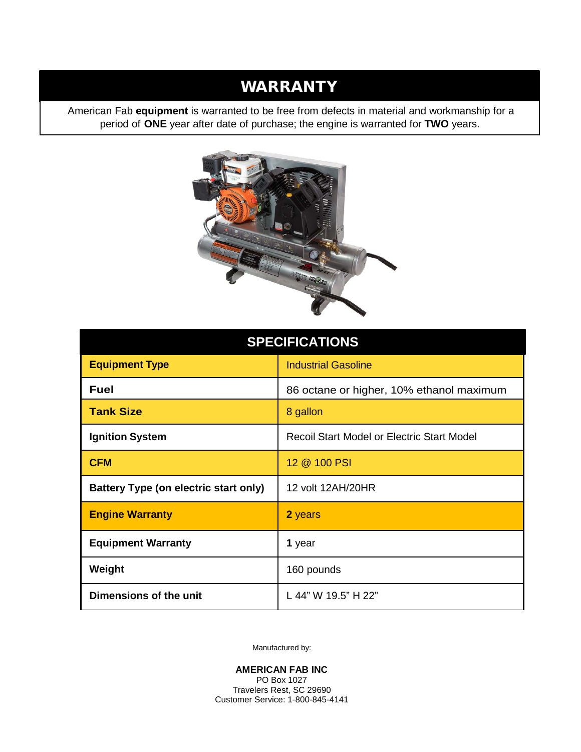# WARRANTY

American Fab **equipment** is warranted to be free from defects in material and workmanship for a period of **ONE** year after date of purchase; the engine is warranted for **TWO** years.

## SPECIFICATIONS

| | |
|---|---|
| **Equipment Type** | Industrial Gasoline |
| **Fuel** | 86 octane or higher, 10% ethanol maximum |
| **Tank Size** | 8 gallon |
| **Ignition System** | Recoil Start Model or Electric Start Model |
| **CFM** | 12 @ 100 PSI |
| **Battery Type (on electric start only)** | 12 volt 12AH/20HR |
| **Engine Warranty** | **2** years |
| **Equipment Warranty** | **1** year |
| **Weight** | 160 pounds |
| **Dimensions of the unit** | L 44" W 19.5" H 22" |

Manufactured by:

**AMERICAN FAB INC**
PO Box 1027
Travelers Rest, SC 29690
Customer Service: 1-800-845-4141